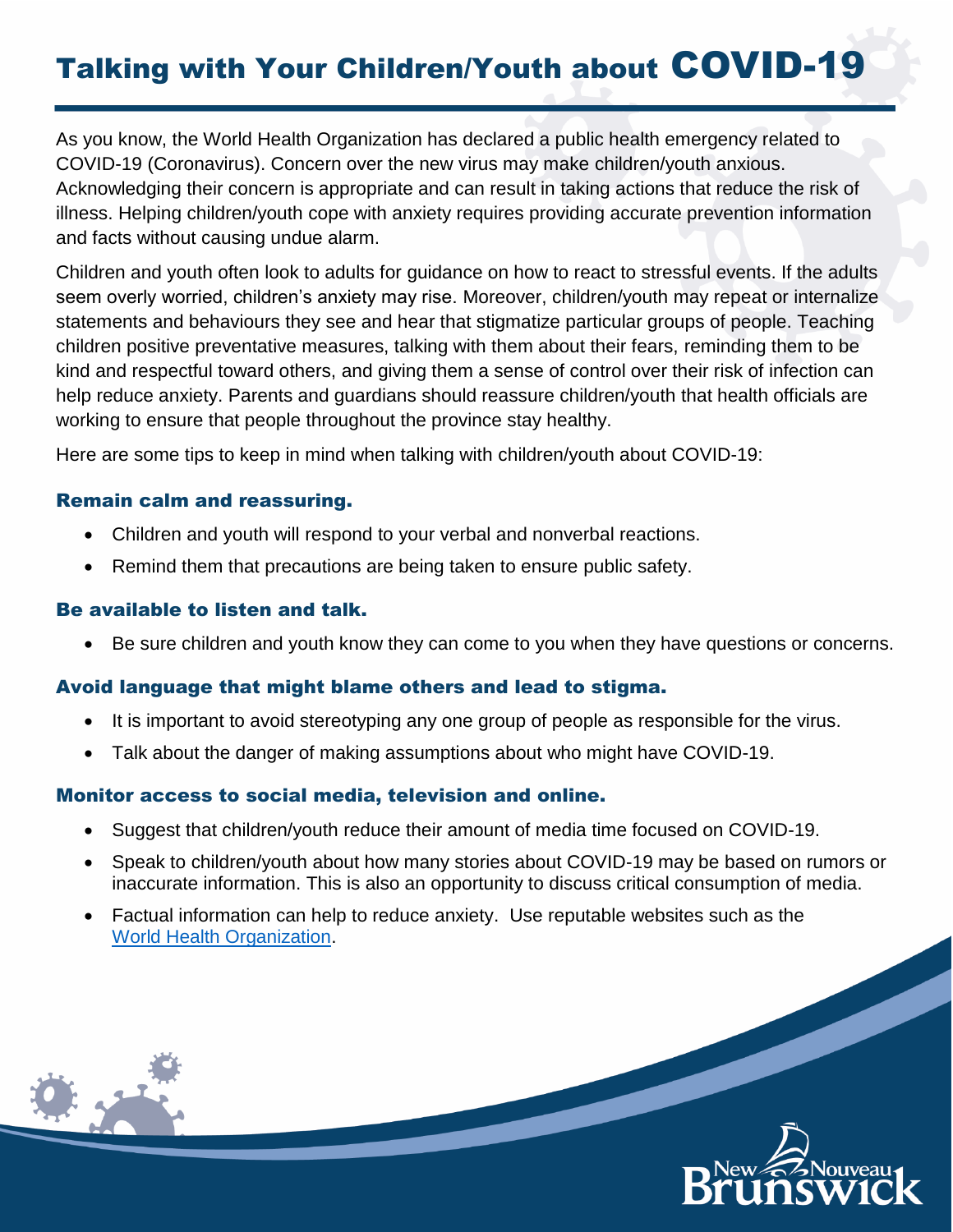# Talking with Your Children/Youth about COVID-19

As you know, the World Health Organization has declared a public health emergency related to COVID-19 (Coronavirus). Concern over the new virus may make children/youth anxious. Acknowledging their concern is appropriate and can result in taking actions that reduce the risk of illness. Helping children/youth cope with anxiety requires providing accurate prevention information and facts without causing undue alarm.

Children and youth often look to adults for guidance on how to react to stressful events. If the adults seem overly worried, children's anxiety may rise. Moreover, children/youth may repeat or internalize statements and behaviours they see and hear that stigmatize particular groups of people. Teaching children positive preventative measures, talking with them about their fears, reminding them to be kind and respectful toward others, and giving them a sense of control over their risk of infection can help reduce anxiety. Parents and guardians should reassure children/youth that health officials are working to ensure that people throughout the province stay healthy.

Here are some tips to keep in mind when talking with children/youth about COVID-19:

### Remain calm and reassuring.

- Children and youth will respond to your verbal and nonverbal reactions.
- Remind them that precautions are being taken to ensure public safety.

### Be available to listen and talk.

- Be sure children and youth know they can come to you when they have questions or concerns.

### Avoid language that might blame others and lead to stigma.

- It is important to avoid stereotyping any one group of people as responsible for the virus.
- Talk about the danger of making assumptions about who might have COVID-19.

### Monitor access to social media, television and online.

- Suggest that children/youth reduce their amount of media time focused on COVID-19.
- Speak to children/youth about how many stories about COVID-19 may be based on rumors or inaccurate information. This is also an opportunity to discuss critical consumption of media.
- Factual information can help to reduce anxiety. Use reputable websites such as the World Health Organization.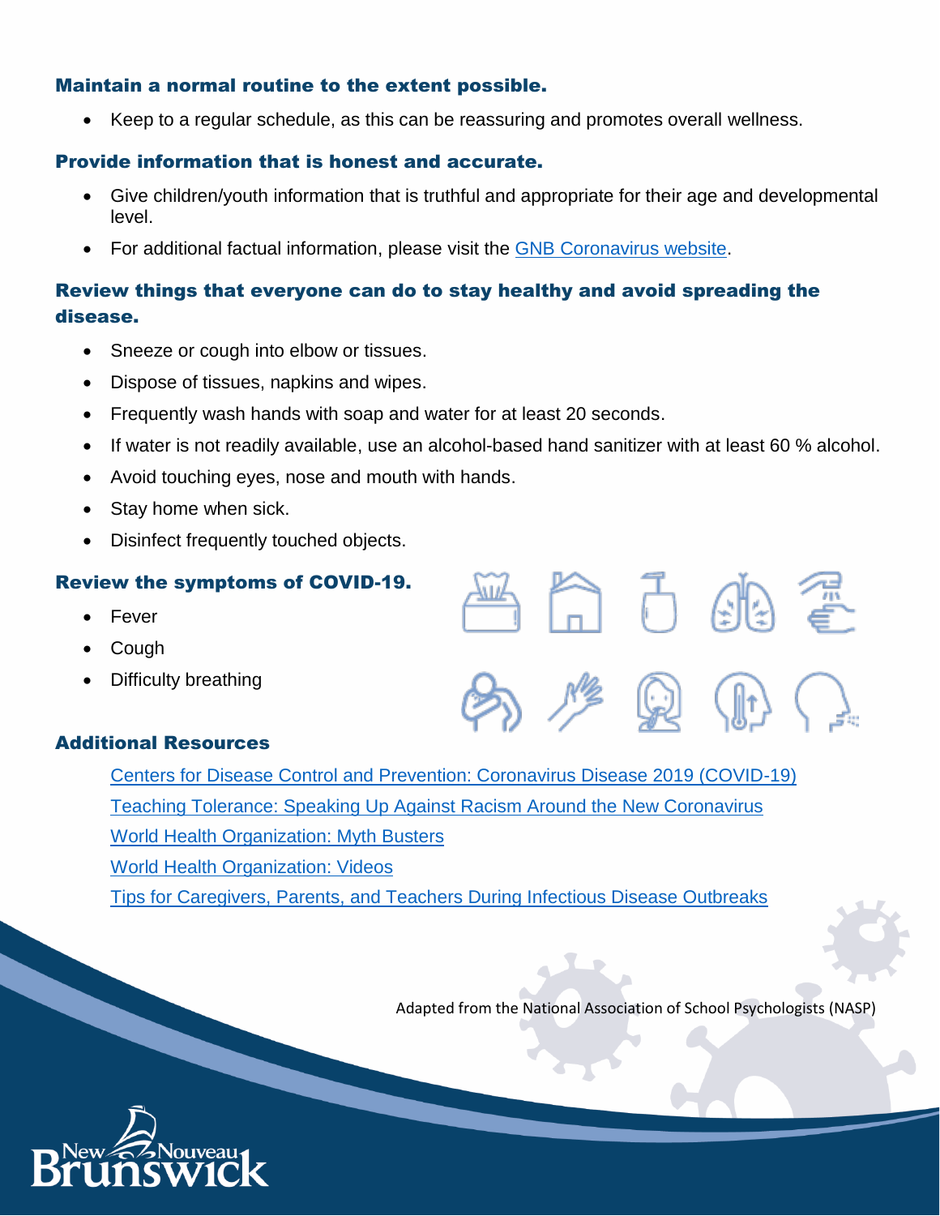### Maintain a normal routine to the extent possible.

- Keep to a regular schedule, as this can be reassuring and promotes overall wellness.

### Provide information that is honest and accurate.

- Give children/youth information that is truthful and appropriate for their age and developmental level.
- For additional factual information, please visit the GNB Coronavirus website.

### Review things that everyone can do to stay healthy and avoid spreading the disease.

- Sneeze or cough into elbow or tissues.
- Dispose of tissues, napkins and wipes.
- Frequently wash hands with soap and water for at least 20 seconds.
- If water is not readily available, use an alcohol-based hand sanitizer with at least 60 % alcohol.
- Avoid touching eyes, nose and mouth with hands.
- Stay home when sick.
- Disinfect frequently touched objects.

### Review the symptoms of COVID-19.

- Fever
- Cough
- Difficulty breathing

### Additional Resources

Centers for Disease Control and Prevention: Coronavirus Disease 2019 (COVID-19)

Teaching Tolerance: Speaking Up Against Racism Around the New Coronavirus

World Health Organization: Myth Busters

World Health Organization: Videos

Tips for Caregivers, Parents, and Teachers During Infectious Disease Outbreaks

Adapted from the National Association of School Psychologists (NASP)